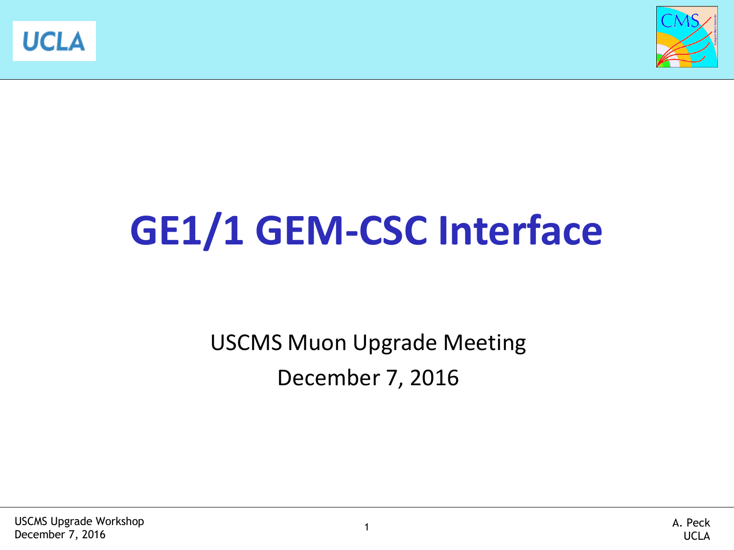# GE1/1 GEM-CSC Interface

USCMS Muon Upgrade Meeting

December 7, 2016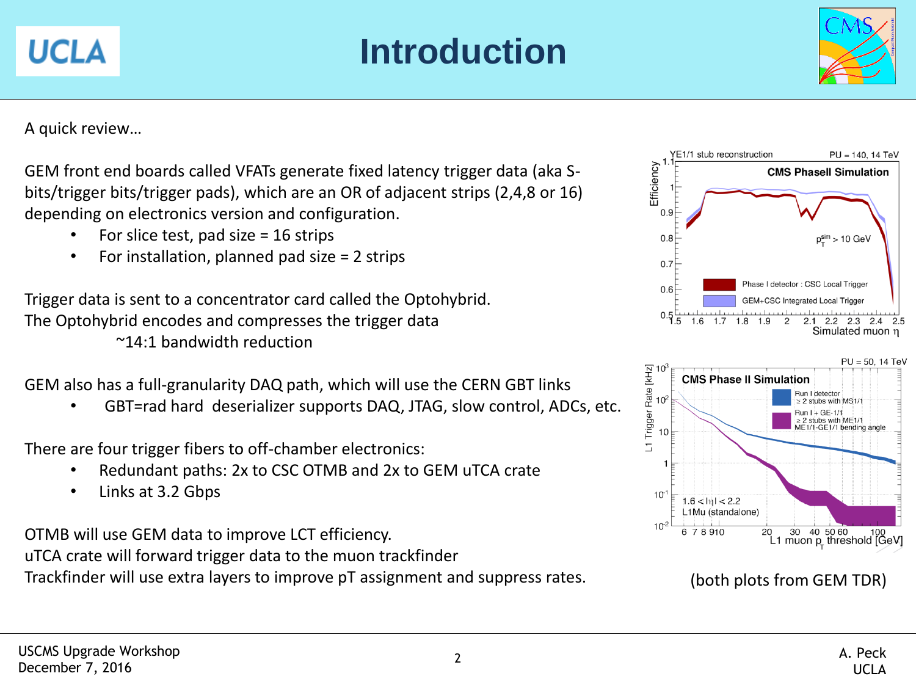# Introduction

A quick review…

GEM front end boards called VFATs generate fixed latency trigger data (aka S-bits/trigger bits/trigger pads), which are an OR of adjacent strips (2,4,8 or 16) depending on electronics version and configuration.

- For slice test, pad size = 16 strips
- For installation, planned pad size = 2 strips

Trigger data is sent to a concentrator card called the Optohybrid.
The Optohybrid encodes and compresses the trigger data

~14:1 bandwidth reduction

GEM also has a full-granularity DAQ path, which will use the CERN GBT links

- GBT=rad hard deserializer supports DAQ, JTAG, slow control, ADCs, etc.

There are four trigger fibers to off-chamber electronics:

- Redundant paths: 2x to CSC OTMB and 2x to GEM uTCA crate
- Links at 3.2 Gbps

OTMB will use GEM data to improve LCT efficiency.
uTCA crate will forward trigger data to the muon trackfinder
Trackfinder will use extra layers to improve pT assignment and suppress rates.

(both plots from GEM TDR)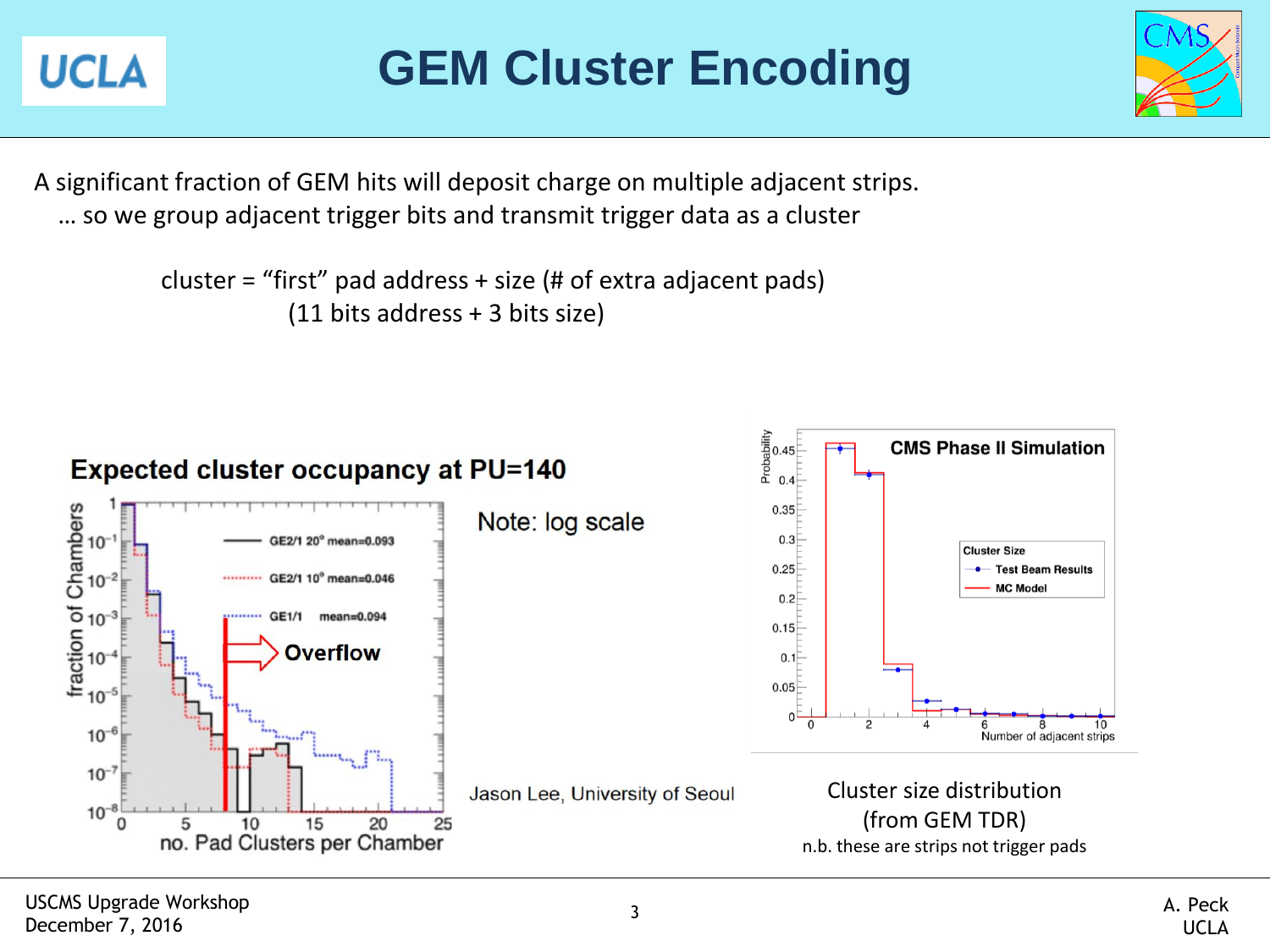# GEM Cluster Encoding

A significant fraction of GEM hits will deposit charge on multiple adjacent strips.
… so we group adjacent trigger bits and transmit trigger data as a cluster

cluster = “first” pad address + size (# of extra adjacent pads)
(11 bits address + 3 bits size)

**Expected cluster occupancy at PU=140**

Note: log scale

Jason Lee, University of Seoul

Cluster size distribution
(from GEM TDR)
n.b. these are strips not trigger pads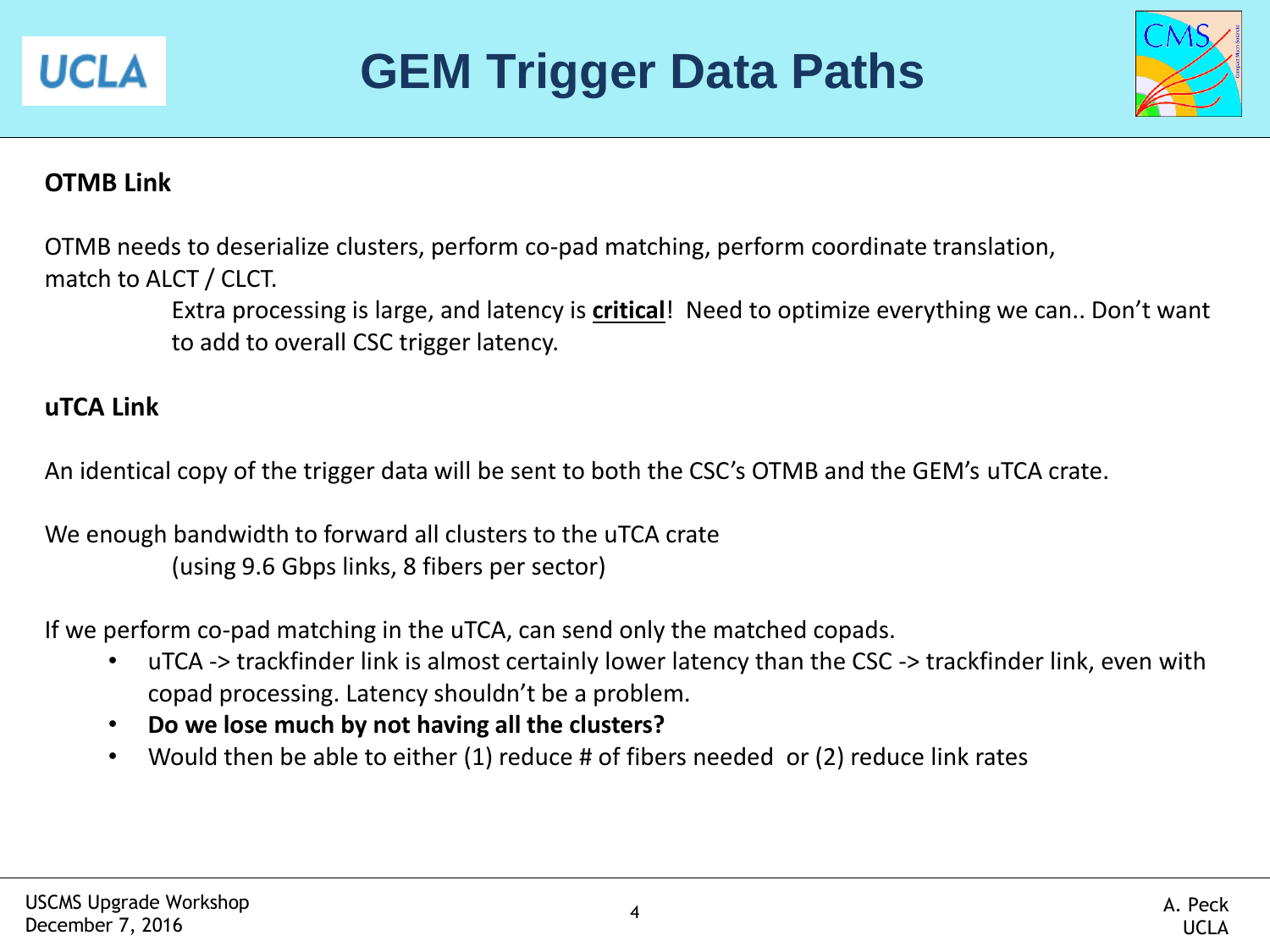# GEM Trigger Data Paths

**OTMB Link**

OTMB needs to deserialize clusters, perform co-pad matching, perform coordinate translation, match to ALCT / CLCT.

> Extra processing is large, and latency is **critical**! Need to optimize everything we can.. Don't want to add to overall CSC trigger latency.

**uTCA Link**

An identical copy of the trigger data will be sent to both the CSC's OTMB and the GEM's uTCA crate.

We enough bandwidth to forward all clusters to the uTCA crate

> (using 9.6 Gbps links, 8 fibers per sector)

If we perform co-pad matching in the uTCA, can send only the matched copads.

- uTCA -> trackfinder link is almost certainly lower latency than the CSC -> trackfinder link, even with copad processing. Latency shouldn't be a problem.
- **Do we lose much by not having all the clusters?**
- Would then be able to either (1) reduce # of fibers needed or (2) reduce link rates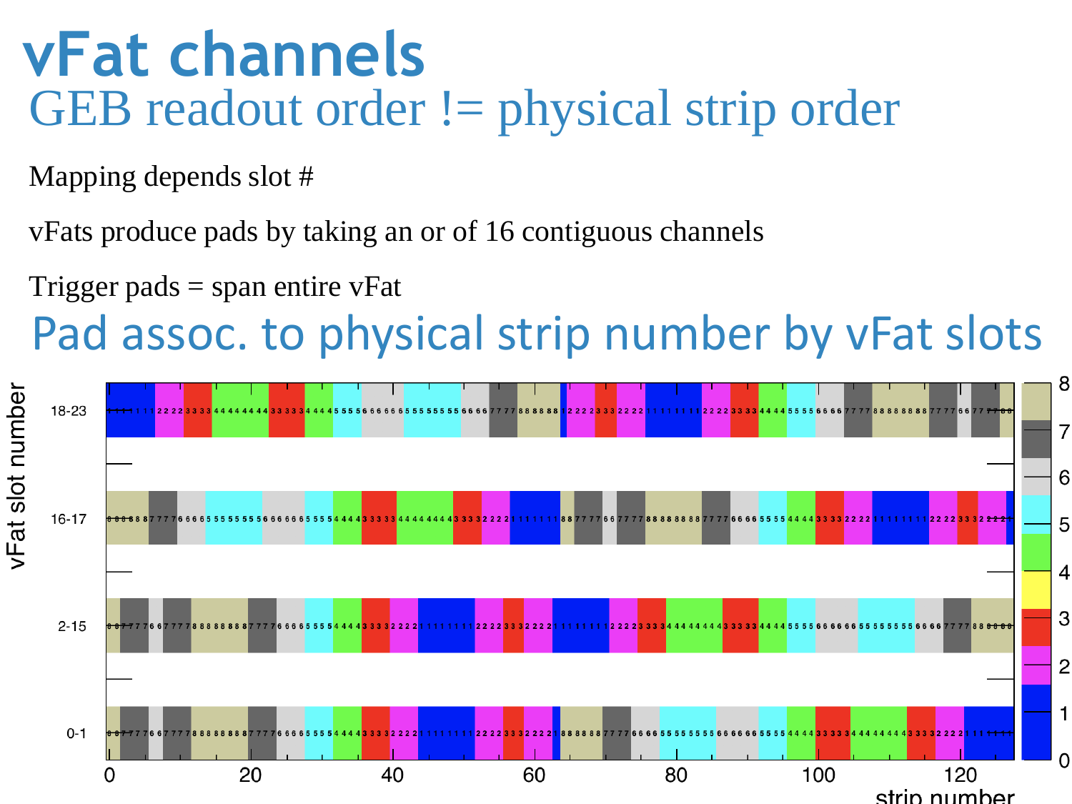# vFat channels

## GEB readout order != physical strip order

Mapping depends slot #

vFats produce pads by taking an or of 16 contiguous channels

Trigger pads = span entire vFat

## Pad assoc. to physical strip number by vFat slots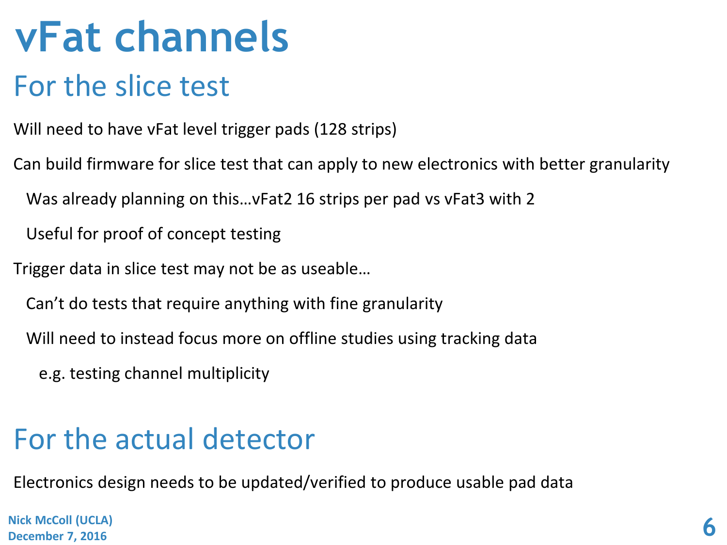# vFat channels

## For the slice test

Will need to have vFat level trigger pads (128 strips)

Can build firmware for slice test that can apply to new electronics with better granularity

- Was already planning on this…vFat2 16 strips per pad vs vFat3 with 2
- Useful for proof of concept testing

Trigger data in slice test may not be as useable…

- Can't do tests that require anything with fine granularity
- Will need to instead focus more on offline studies using tracking data
  - e.g. testing channel multiplicity

## For the actual detector

Electronics design needs to be updated/verified to produce usable pad data

Nick McColl (UCLA)
December 7, 2016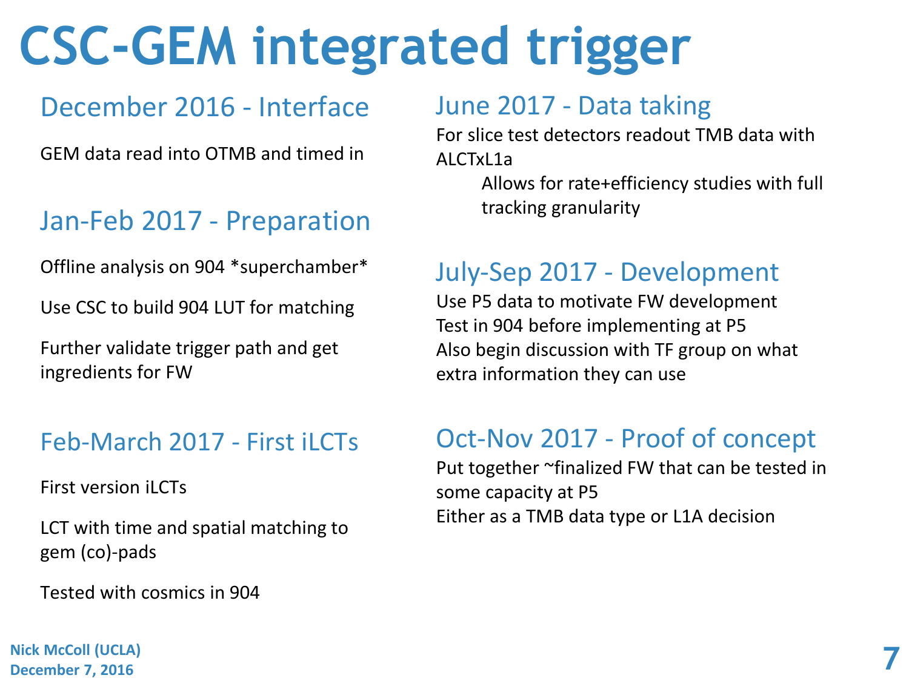# CSC-GEM integrated trigger

## December 2016 - Interface

GEM data read into OTMB and timed in

## Jan-Feb 2017 - Preparation

Offline analysis on 904 *superchamber*

Use CSC to build 904 LUT for matching

Further validate trigger path and get ingredients for FW

## Feb-March 2017 - First iLCTs

First version iLCTs

LCT with time and spatial matching to gem (co)-pads

Tested with cosmics in 904

## June 2017 - Data taking

For slice test detectors readout TMB data with ALCTxL1a

- Allows for rate+efficiency studies with full tracking granularity

## July-Sep 2017 - Development

Use P5 data to motivate FW development
Test in 904 before implementing at P5
Also begin discussion with TF group on what extra information they can use

## Oct-Nov 2017 - Proof of concept

Put together ~finalized FW that can be tested in some capacity at P5
Either as a TMB data type or L1A decision

Nick McColl (UCLA)
December 7, 2016